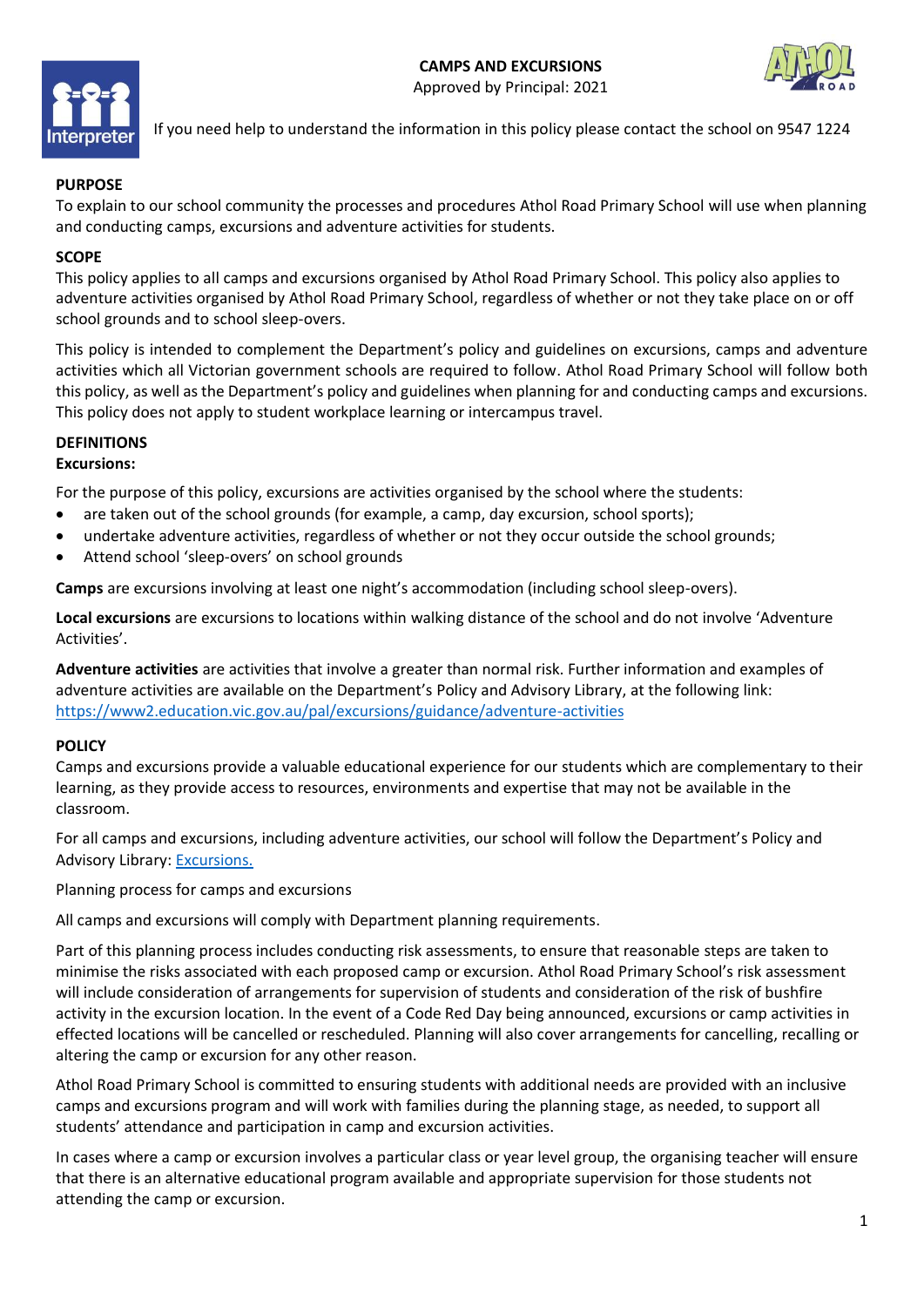# CAMPS AND EXCURSIONS

Approved by Principal: 2021

If you need help to understand the information in this policy please contact the school on 9547 1224

## PURPOSE

To explain to our school community the processes and procedures Athol Road Primary School will use when planning and conducting camps, excursions and adventure activities for students.

## SCOPE

This policy applies to all camps and excursions organised by Athol Road Primary School. This policy also applies to adventure activities organised by Athol Road Primary School, regardless of whether or not they take place on or off school grounds and to school sleep-overs.

This policy is intended to complement the Department's policy and guidelines on excursions, camps and adventure activities which all Victorian government schools are required to follow. Athol Road Primary School will follow both this policy, as well as the Department's policy and guidelines when planning for and conducting camps and excursions. This policy does not apply to student workplace learning or intercampus travel.

## DEFINITIONS

### Excursions:

For the purpose of this policy, excursions are activities organised by the school where the students:

- are taken out of the school grounds (for example, a camp, day excursion, school sports);
- undertake adventure activities, regardless of whether or not they occur outside the school grounds;
- Attend school 'sleep-overs' on school grounds

**Camps** are excursions involving at least one night's accommodation (including school sleep-overs).

**Local excursions** are excursions to locations within walking distance of the school and do not involve 'Adventure Activities'.

**Adventure activities** are activities that involve a greater than normal risk. Further information and examples of adventure activities are available on the Department's Policy and Advisory Library, at the following link: [https://www2.education.vic.gov.au/pal/excursions/guidance/adventure-activities](https://www2.education.vic.gov.au/pal/excursions/guidance/adventure-activities)

## POLICY

Camps and excursions provide a valuable educational experience for our students which are complementary to their learning, as they provide access to resources, environments and expertise that may not be available in the classroom.

For all camps and excursions, including adventure activities, our school will follow the Department's Policy and Advisory Library: [Excursions.](Excursions.)

Planning process for camps and excursions

All camps and excursions will comply with Department planning requirements.

Part of this planning process includes conducting risk assessments, to ensure that reasonable steps are taken to minimise the risks associated with each proposed camp or excursion. Athol Road Primary School's risk assessment will include consideration of arrangements for supervision of students and consideration of the risk of bushfire activity in the excursion location. In the event of a Code Red Day being announced, excursions or camp activities in effected locations will be cancelled or rescheduled. Planning will also cover arrangements for cancelling, recalling or altering the camp or excursion for any other reason.

Athol Road Primary School is committed to ensuring students with additional needs are provided with an inclusive camps and excursions program and will work with families during the planning stage, as needed, to support all students' attendance and participation in camp and excursion activities.

In cases where a camp or excursion involves a particular class or year level group, the organising teacher will ensure that there is an alternative educational program available and appropriate supervision for those students not attending the camp or excursion.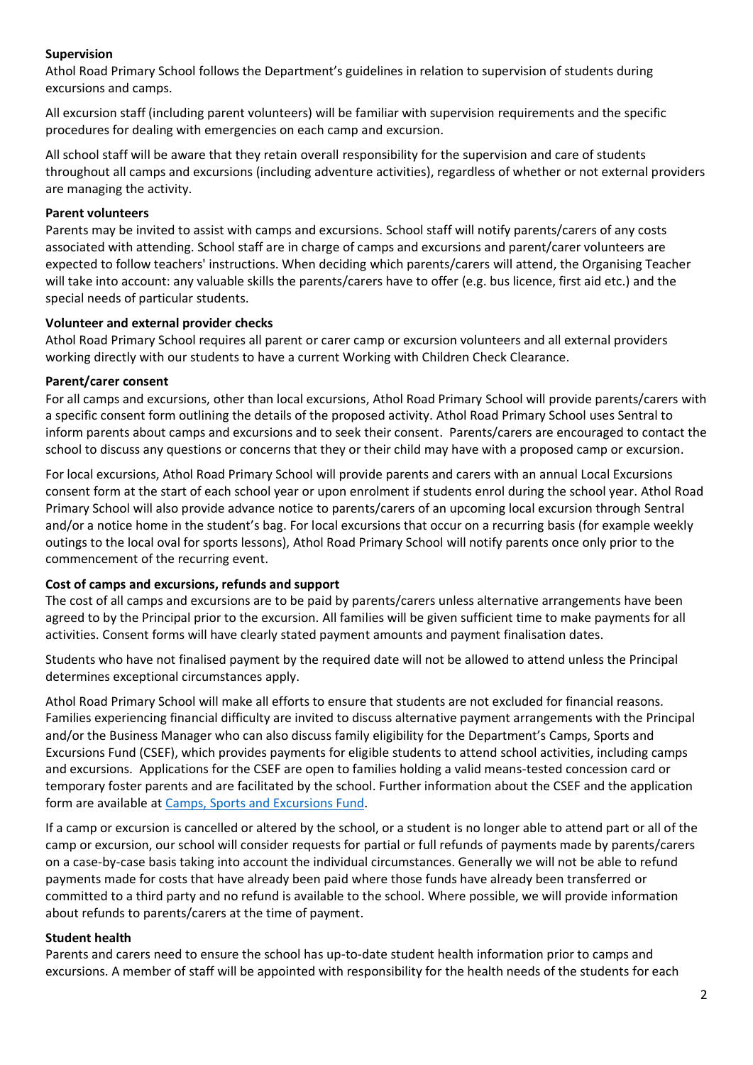**Supervision**
Athol Road Primary School follows the Department's guidelines in relation to supervision of students during excursions and camps.

All excursion staff (including parent volunteers) will be familiar with supervision requirements and the specific procedures for dealing with emergencies on each camp and excursion.

All school staff will be aware that they retain overall responsibility for the supervision and care of students throughout all camps and excursions (including adventure activities), regardless of whether or not external providers are managing the activity.

**Parent volunteers**
Parents may be invited to assist with camps and excursions. School staff will notify parents/carers of any costs associated with attending. School staff are in charge of camps and excursions and parent/carer volunteers are expected to follow teachers' instructions. When deciding which parents/carers will attend, the Organising Teacher will take into account: any valuable skills the parents/carers have to offer (e.g. bus licence, first aid etc.) and the special needs of particular students.

**Volunteer and external provider checks**
Athol Road Primary School requires all parent or carer camp or excursion volunteers and all external providers working directly with our students to have a current Working with Children Check Clearance.

**Parent/carer consent**
For all camps and excursions, other than local excursions, Athol Road Primary School will provide parents/carers with a specific consent form outlining the details of the proposed activity. Athol Road Primary School uses Sentral to inform parents about camps and excursions and to seek their consent. Parents/carers are encouraged to contact the school to discuss any questions or concerns that they or their child may have with a proposed camp or excursion.

For local excursions, Athol Road Primary School will provide parents and carers with an annual Local Excursions consent form at the start of each school year or upon enrolment if students enrol during the school year. Athol Road Primary School will also provide advance notice to parents/carers of an upcoming local excursion through Sentral and/or a notice home in the student's bag. For local excursions that occur on a recurring basis (for example weekly outings to the local oval for sports lessons), Athol Road Primary School will notify parents once only prior to the commencement of the recurring event.

**Cost of camps and excursions, refunds and support**
The cost of all camps and excursions are to be paid by parents/carers unless alternative arrangements have been agreed to by the Principal prior to the excursion. All families will be given sufficient time to make payments for all activities. Consent forms will have clearly stated payment amounts and payment finalisation dates.

Students who have not finalised payment by the required date will not be allowed to attend unless the Principal determines exceptional circumstances apply.

Athol Road Primary School will make all efforts to ensure that students are not excluded for financial reasons. Families experiencing financial difficulty are invited to discuss alternative payment arrangements with the Principal and/or the Business Manager who can also discuss family eligibility for the Department's Camps, Sports and Excursions Fund (CSEF), which provides payments for eligible students to attend school activities, including camps and excursions. Applications for the CSEF are open to families holding a valid means-tested concession card or temporary foster parents and are facilitated by the school. Further information about the CSEF and the application form are available at Camps, Sports and Excursions Fund.

If a camp or excursion is cancelled or altered by the school, or a student is no longer able to attend part or all of the camp or excursion, our school will consider requests for partial or full refunds of payments made by parents/carers on a case-by-case basis taking into account the individual circumstances. Generally we will not be able to refund payments made for costs that have already been paid where those funds have already been transferred or committed to a third party and no refund is available to the school. Where possible, we will provide information about refunds to parents/carers at the time of payment.

**Student health**
Parents and carers need to ensure the school has up-to-date student health information prior to camps and excursions. A member of staff will be appointed with responsibility for the health needs of the students for each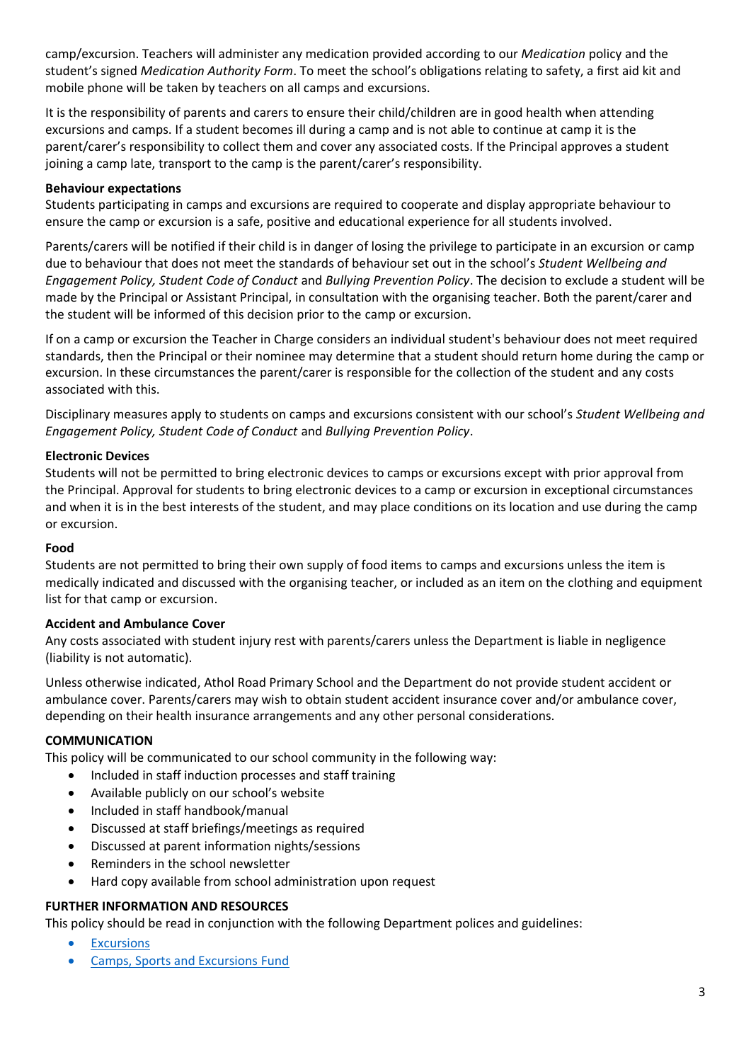camp/excursion. Teachers will administer any medication provided according to our *Medication* policy and the student's signed *Medication Authority Form*. To meet the school's obligations relating to safety, a first aid kit and mobile phone will be taken by teachers on all camps and excursions.

It is the responsibility of parents and carers to ensure their child/children are in good health when attending excursions and camps. If a student becomes ill during a camp and is not able to continue at camp it is the parent/carer's responsibility to collect them and cover any associated costs. If the Principal approves a student joining a camp late, transport to the camp is the parent/carer's responsibility.

**Behaviour expectations**

Students participating in camps and excursions are required to cooperate and display appropriate behaviour to ensure the camp or excursion is a safe, positive and educational experience for all students involved.

Parents/carers will be notified if their child is in danger of losing the privilege to participate in an excursion or camp due to behaviour that does not meet the standards of behaviour set out in the school's *Student Wellbeing and Engagement Policy, Student Code of Conduct* and *Bullying Prevention Policy*. The decision to exclude a student will be made by the Principal or Assistant Principal, in consultation with the organising teacher. Both the parent/carer and the student will be informed of this decision prior to the camp or excursion.

If on a camp or excursion the Teacher in Charge considers an individual student's behaviour does not meet required standards, then the Principal or their nominee may determine that a student should return home during the camp or excursion. In these circumstances the parent/carer is responsible for the collection of the student and any costs associated with this.

Disciplinary measures apply to students on camps and excursions consistent with our school's *Student Wellbeing and Engagement Policy, Student Code of Conduct* and *Bullying Prevention Policy*.

**Electronic Devices**

Students will not be permitted to bring electronic devices to camps or excursions except with prior approval from the Principal. Approval for students to bring electronic devices to a camp or excursion in exceptional circumstances and when it is in the best interests of the student, and may place conditions on its location and use during the camp or excursion.

**Food**

Students are not permitted to bring their own supply of food items to camps and excursions unless the item is medically indicated and discussed with the organising teacher, or included as an item on the clothing and equipment list for that camp or excursion.

**Accident and Ambulance Cover**

Any costs associated with student injury rest with parents/carers unless the Department is liable in negligence (liability is not automatic).

Unless otherwise indicated, Athol Road Primary School and the Department do not provide student accident or ambulance cover. Parents/carers may wish to obtain student accident insurance cover and/or ambulance cover, depending on their health insurance arrangements and any other personal considerations.

## COMMUNICATION

This policy will be communicated to our school community in the following way:

- Included in staff induction processes and staff training
- Available publicly on our school's website
- Included in staff handbook/manual
- Discussed at staff briefings/meetings as required
- Discussed at parent information nights/sessions
- Reminders in the school newsletter
- Hard copy available from school administration upon request

## FURTHER INFORMATION AND RESOURCES

This policy should be read in conjunction with the following Department polices and guidelines:

- Excursions
- Camps, Sports and Excursions Fund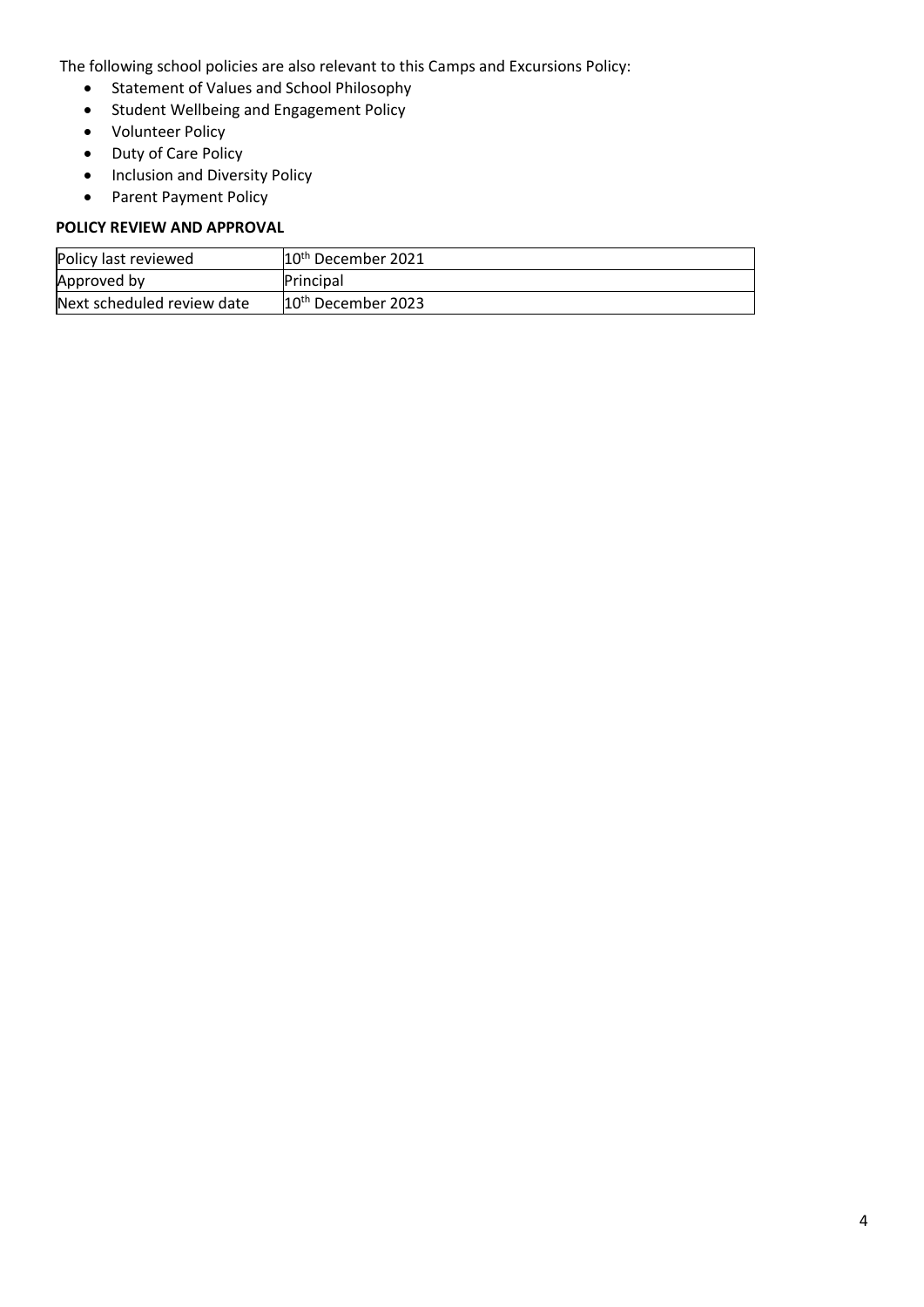The following school policies are also relevant to this Camps and Excursions Policy:

- Statement of Values and School Philosophy
- Student Wellbeing and Engagement Policy
- Volunteer Policy
- Duty of Care Policy
- Inclusion and Diversity Policy
- Parent Payment Policy

**POLICY REVIEW AND APPROVAL**

| | |
|---|---|
| Policy last reviewed | 10th December 2021 |
| Approved by | Principal |
| Next scheduled review date | 10th December 2023 |